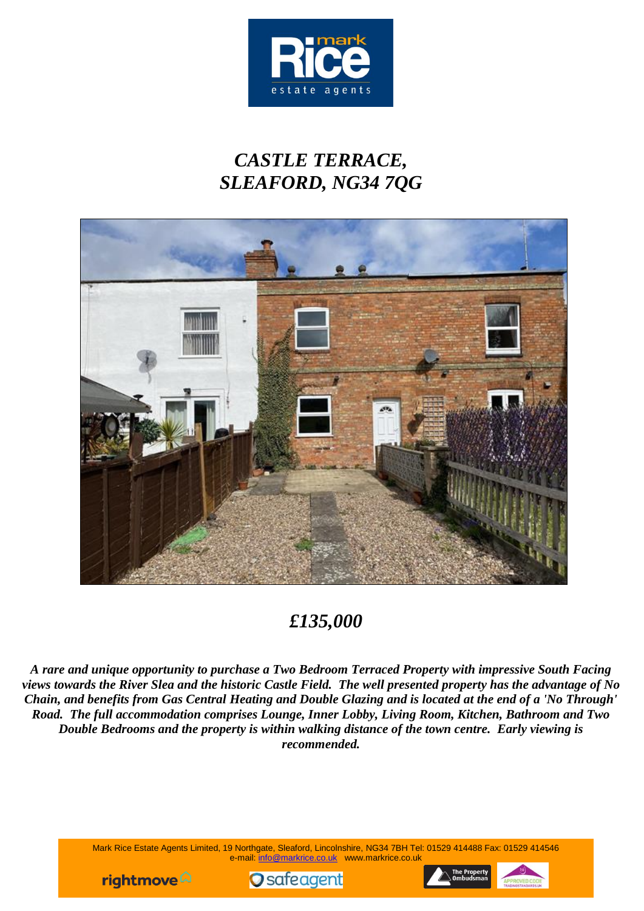# *CASTLE TERRACE, SLEAFORD, NG34 7QG*

## *£135,000*

***A rare and unique opportunity to purchase a Two Bedroom Terraced Property with impressive South Facing views towards the River Slea and the historic Castle Field. The well presented property has the advantage of No Chain, and benefits from Gas Central Heating and Double Glazing and is located at the end of a 'No Through' Road. The full accommodation comprises Lounge, Inner Lobby, Living Room, Kitchen, Bathroom and Two Double Bedrooms and the property is within walking distance of the town centre. Early viewing is recommended.***

Mark Rice Estate Agents Limited, 19 Northgate, Sleaford, Lincolnshire, NG34 7BH Tel: 01529 414488 Fax: 01529 414546
e-mail: info@markrice.co.uk www.markrice.co.uk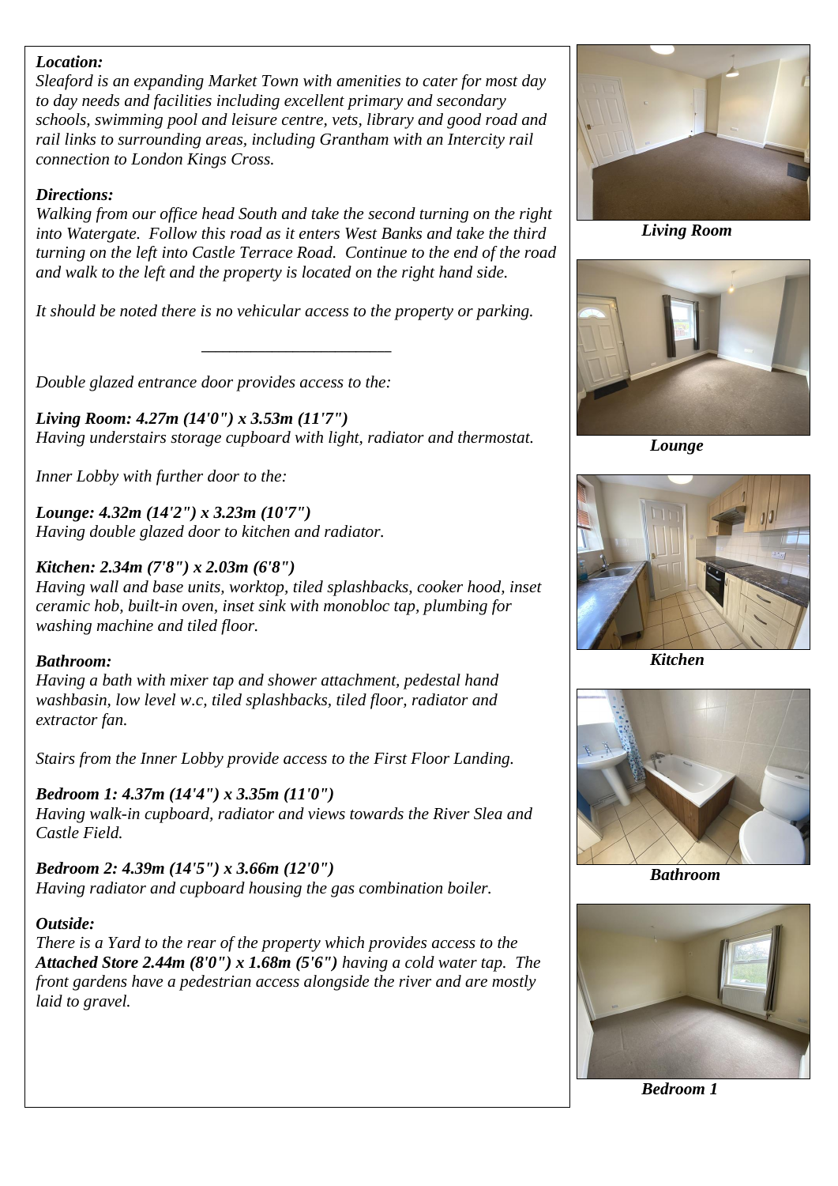***Location:***

*Sleaford is an expanding Market Town with amenities to cater for most day to day needs and facilities including excellent primary and secondary schools, swimming pool and leisure centre, vets, library and good road and rail links to surrounding areas, including Grantham with an Intercity rail connection to London Kings Cross.*

***Directions:***

*Walking from our office head South and take the second turning on the right into Watergate. Follow this road as it enters West Banks and take the third turning on the left into Castle Terrace Road. Continue to the end of the road and walk to the left and the property is located on the right hand side.*

*It should be noted there is no vehicular access to the property or parking.*

---

*Double glazed entrance door provides access to the:*

***Living Room: 4.27m (14'0") x 3.53m (11'7")***

*Having understairs storage cupboard with light, radiator and thermostat.*

*Inner Lobby with further door to the:*

***Lounge: 4.32m (14'2") x 3.23m (10'7")***

*Having double glazed door to kitchen and radiator.*

***Kitchen: 2.34m (7'8") x 2.03m (6'8")***

*Having wall and base units, worktop, tiled splashbacks, cooker hood, inset ceramic hob, built-in oven, inset sink with monobloc tap, plumbing for washing machine and tiled floor.*

***Bathroom:***

*Having a bath with mixer tap and shower attachment, pedestal hand washbasin, low level w.c, tiled splashbacks, tiled floor, radiator and extractor fan.*

*Stairs from the Inner Lobby provide access to the First Floor Landing.*

***Bedroom 1: 4.37m (14'4") x 3.35m (11'0")***

*Having walk-in cupboard, radiator and views towards the River Slea and Castle Field.*

***Bedroom 2: 4.39m (14'5") x 3.66m (12'0")***

*Having radiator and cupboard housing the gas combination boiler.*

***Outside:***

*There is a Yard to the rear of the property which provides access to the* ***Attached Store 2.44m (8'0") x 1.68m (5'6")*** *having a cold water tap. The front gardens have a pedestrian access alongside the river and are mostly laid to gravel.*

***Living Room***

***Lounge***

***Kitchen***

***Bathroom***

***Bedroom 1***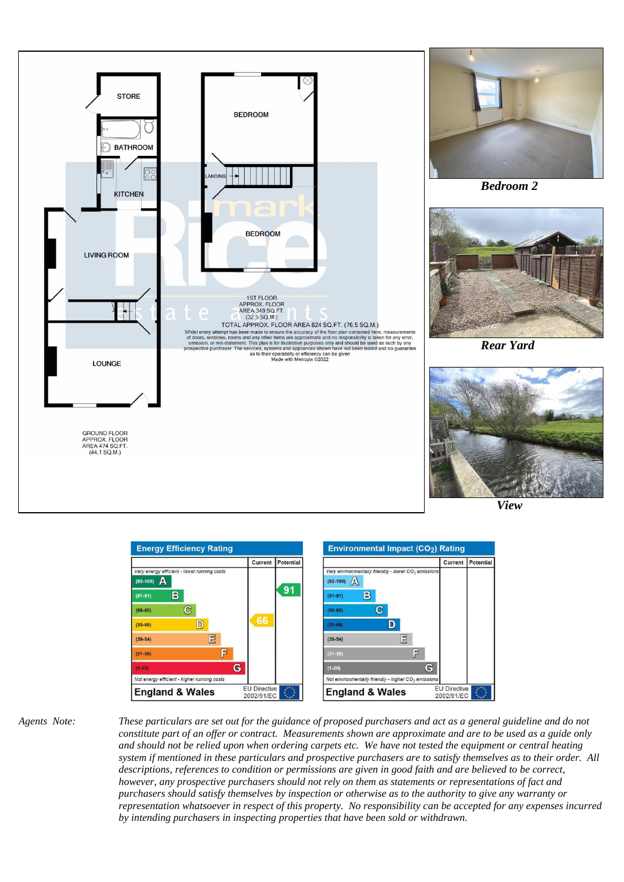STORE

BATHROOM

KITCHEN

LIVING ROOM

LOUNGE

GROUND FLOOR
APPROX. FLOOR
AREA 474 SQ.FT.
(44.1 SQ.M.)

BEDROOM

LANDING

BEDROOM

1ST FLOOR
APPROX. FLOOR
AREA 349 SQ.FT.
(32.5 SQ.M.)

TOTAL APPROX. FLOOR AREA 824 SQ.FT. (76.5 SQ.M.)

Whilst every attempt has been made to ensure the accuracy of the floor plan contained here, measurements of doors, windows, rooms and any other items are approximate and no responsibility is taken for any error, omission, or mis-statement. This plan is for illustrative purposes only and should be used as such by any prospective purchaser. The services, systems and appliances shown have not been tested and no guarantee as to their operability or efficiency can be given
Made with Metropix ©2022

***Bedroom 2***

***Rear Yard***

***View***

**Energy Efficiency Rating**

| | Current | Potential |
|---|---|---|
| *Very energy efficient - lower running costs* | | |
| (92-100) A | | |
| (81-91) B | | 91 |
| (69-80) C | | |
| (55-68) D | 66 | |
| (39-54) E | | |
| (21-38) F | | |
| (1-20) G | | |
| *Not energy efficient - higher running costs* | | |
| **England & Wales** | EU Directive 2002/91/EC | |

**Environmental Impact ($CO_2$) Rating**

| | Current | Potential |
|---|---|---|
| *Very environmentally friendly - lower $CO_2$ emissions* | | |
| (92-100) A | | |
| (81-91) B | | |
| (69-80) C | | |
| (55-68) D | | |
| (39-54) E | | |
| (21-38) F | | |
| (1-20) G | | |
| *Not environmentally friendly - higher $CO_2$ emissions* | | |
| **England & Wales** | EU Directive 2002/91/EC | |

*Agents Note:* *These particulars are set out for the guidance of proposed purchasers and act as a general guideline and do not constitute part of an offer or contract. Measurements shown are approximate and are to be used as a guide only and should not be relied upon when ordering carpets etc. We have not tested the equipment or central heating system if mentioned in these particulars and prospective purchasers are to satisfy themselves as to their order. All descriptions, references to condition or permissions are given in good faith and are believed to be correct, however, any prospective purchasers should not rely on them as statements or representations of fact and purchasers should satisfy themselves by inspection or otherwise as to the authority to give any warranty or representation whatsoever in respect of this property. No responsibility can be accepted for any expenses incurred by intending purchasers in inspecting properties that have been sold or withdrawn.*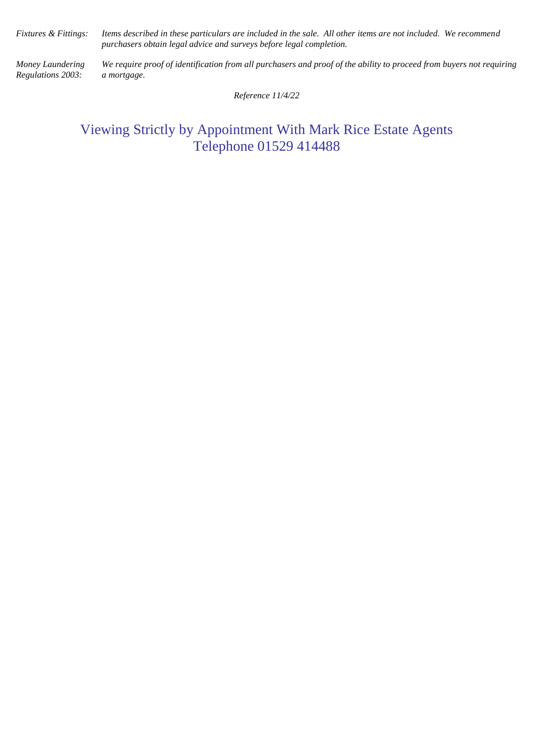*Fixtures & Fittings:* *Items described in these particulars are included in the sale. All other items are not included. We recommend purchasers obtain legal advice and surveys before legal completion.*

*Money Laundering Regulations 2003:* *We require proof of identification from all purchasers and proof of the ability to proceed from buyers not requiring a mortgage.*

*Reference 11/4/22*

## Viewing Strictly by Appointment With Mark Rice Estate Agents
## Telephone 01529 414488